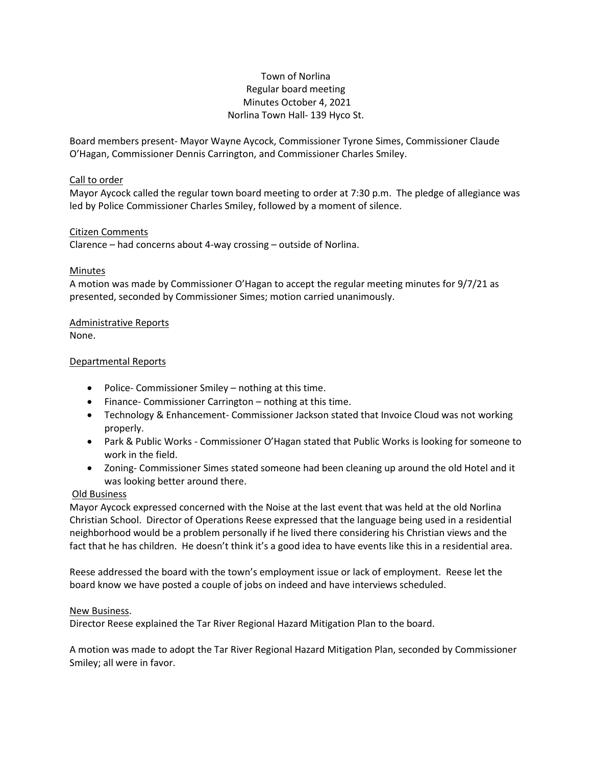Town of Norlina
Regular board meeting
Minutes October 4, 2021
Norlina Town Hall- 139 Hyco St.

Board members present- Mayor Wayne Aycock, Commissioner Tyrone Simes, Commissioner Claude O'Hagan, Commissioner Dennis Carrington, and Commissioner Charles Smiley.

<u>Call to order</u>

Mayor Aycock called the regular town board meeting to order at 7:30 p.m. The pledge of allegiance was led by Police Commissioner Charles Smiley, followed by a moment of silence.

<u>Citizen Comments</u>

Clarence – had concerns about 4-way crossing – outside of Norlina.

<u>Minutes</u>

A motion was made by Commissioner O'Hagan to accept the regular meeting minutes for 9/7/21 as presented, seconded by Commissioner Simes; motion carried unanimously.

<u>Administrative Reports</u>

None.

<u>Departmental Reports</u>

- Police- Commissioner Smiley – nothing at this time.
- Finance- Commissioner Carrington – nothing at this time.
- Technology & Enhancement- Commissioner Jackson stated that Invoice Cloud was not working properly.
- Park & Public Works - Commissioner O'Hagan stated that Public Works is looking for someone to work in the field.
- Zoning- Commissioner Simes stated someone had been cleaning up around the old Hotel and it was looking better around there.

<u>Old Business</u>

Mayor Aycock expressed concerned with the Noise at the last event that was held at the old Norlina Christian School. Director of Operations Reese expressed that the language being used in a residential neighborhood would be a problem personally if he lived there considering his Christian views and the fact that he has children. He doesn't think it's a good idea to have events like this in a residential area.

Reese addressed the board with the town's employment issue or lack of employment. Reese let the board know we have posted a couple of jobs on indeed and have interviews scheduled.

<u>New Business</u>.

Director Reese explained the Tar River Regional Hazard Mitigation Plan to the board.

A motion was made to adopt the Tar River Regional Hazard Mitigation Plan, seconded by Commissioner Smiley; all were in favor.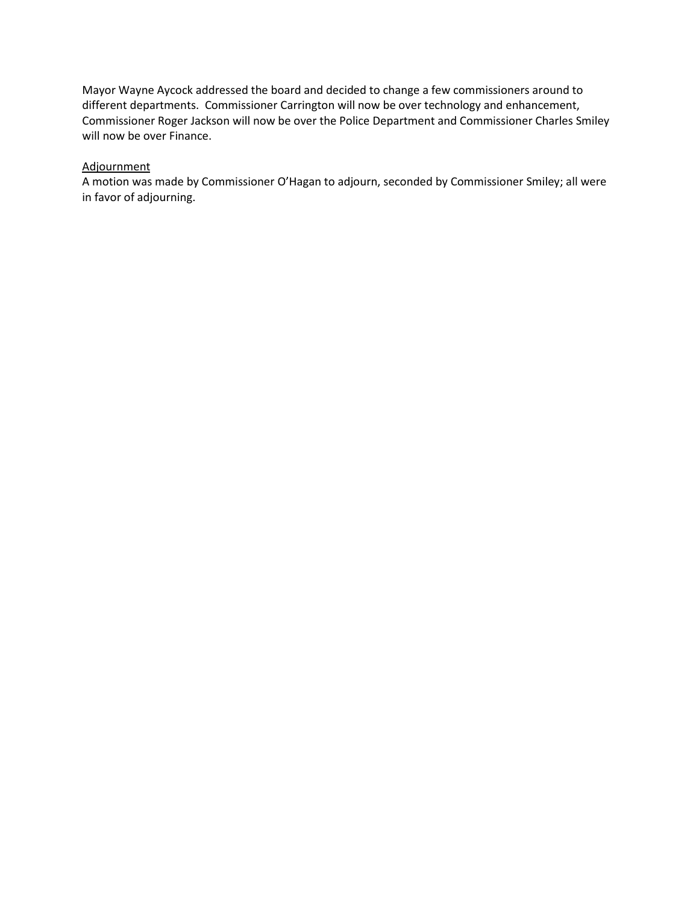Mayor Wayne Aycock addressed the board and decided to change a few commissioners around to different departments. Commissioner Carrington will now be over technology and enhancement, Commissioner Roger Jackson will now be over the Police Department and Commissioner Charles Smiley will now be over Finance.

Adjournment

A motion was made by Commissioner O'Hagan to adjourn, seconded by Commissioner Smiley; all were in favor of adjourning.